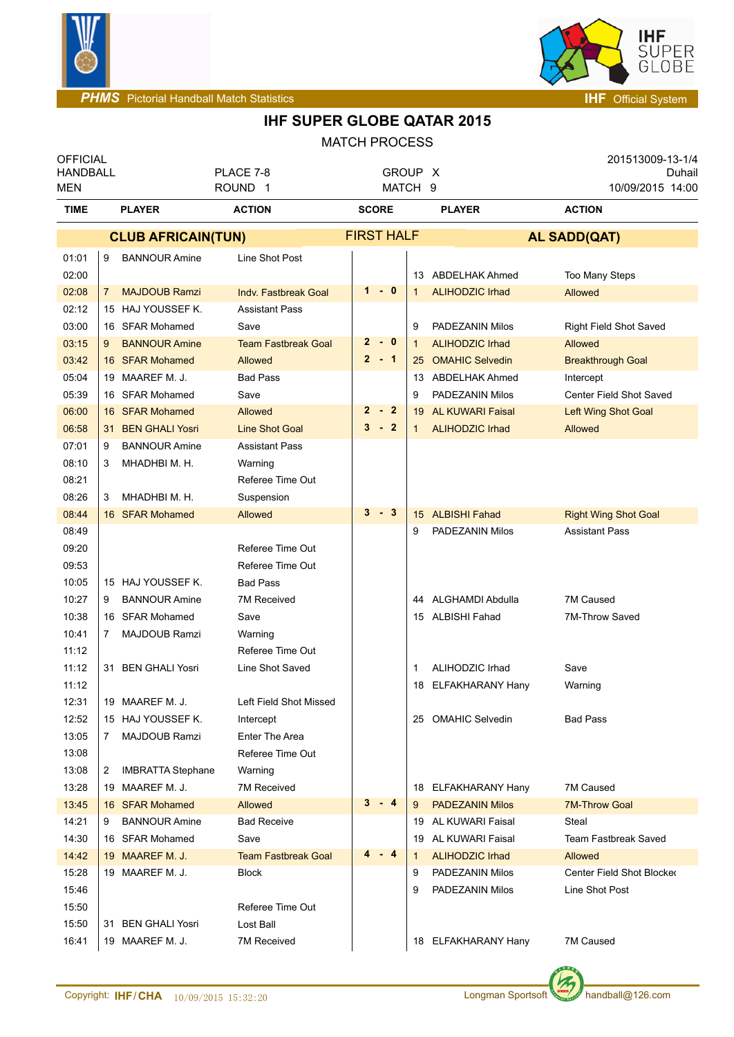**PHMS** Pictorial Handball Match Statistics — **IHF** Official System

# IHF SUPER GLOBE QATAR 2015

## MATCH PROCESS

| OFFICIAL HANDBALL MEN | PLACE 7-8 ROUND 1 | GROUP X MATCH 9 | 201513009-13-1/4 Duhail 10/09/2015 14:00 |
|---|---|---|---|

| TIME | | PLAYER | ACTION | SCORE | | PLAYER | ACTION |
|---|---|---|---|---|---|---|---|
| | **CLUB AFRICAIN(TUN)** | | | FIRST HALF | | **AL SADD(QAT)** | |
| 01:01 | 9 | BANNOUR Amine | Line Shot Post | | | | |
| 02:00 | | | | | 13 | ABDELHAK Ahmed | Too Many Steps |
| 02:08 | 7 | MAJDOUB Ramzi | Indv. Fastbreak Goal | 1 - 0 | 1 | ALIHODZIC Irhad | Allowed |
| 02:12 | 15 | HAJ YOUSSEF K. | Assistant Pass | | | | |
| 03:00 | 16 | SFAR Mohamed | Save | | 9 | PADEZANIN Milos | Right Field Shot Saved |
| 03:15 | 9 | BANNOUR Amine | Team Fastbreak Goal | 2 - 0 | 1 | ALIHODZIC Irhad | Allowed |
| 03:42 | 16 | SFAR Mohamed | Allowed | 2 - 1 | 25 | OMAHIC Selvedin | Breakthrough Goal |
| 05:04 | 19 | MAAREF M. J. | Bad Pass | | 13 | ABDELHAK Ahmed | Intercept |
| 05:39 | 16 | SFAR Mohamed | Save | | 9 | PADEZANIN Milos | Center Field Shot Saved |
| 06:00 | 16 | SFAR Mohamed | Allowed | 2 - 2 | 19 | AL KUWARI Faisal | Left Wing Shot Goal |
| 06:58 | 31 | BEN GHALI Yosri | Line Shot Goal | 3 - 2 | 1 | ALIHODZIC Irhad | Allowed |
| 07:01 | 9 | BANNOUR Amine | Assistant Pass | | | | |
| 08:10 | 3 | MHADHBI M. H. | Warning | | | | |
| 08:21 | | | Referee Time Out | | | | |
| 08:26 | 3 | MHADHBI M. H. | Suspension | | | | |
| 08:44 | 16 | SFAR Mohamed | Allowed | 3 - 3 | 15 | ALBISHI Fahad | Right Wing Shot Goal |
| 08:49 | | | | | 9 | PADEZANIN Milos | Assistant Pass |
| 09:20 | | | Referee Time Out | | | | |
| 09:53 | | | Referee Time Out | | | | |
| 10:05 | 15 | HAJ YOUSSEF K. | Bad Pass | | | | |
| 10:27 | 9 | BANNOUR Amine | 7M Received | | 44 | ALGHAMDI Abdulla | 7M Caused |
| 10:38 | 16 | SFAR Mohamed | Save | | 15 | ALBISHI Fahad | 7M-Throw Saved |
| 10:41 | 7 | MAJDOUB Ramzi | Warning | | | | |
| 11:12 | | | Referee Time Out | | | | |
| 11:12 | 31 | BEN GHALI Yosri | Line Shot Saved | | 1 | ALIHODZIC Irhad | Save |
| 11:12 | | | | | 18 | ELFAKHARANY Hany | Warning |
| 12:31 | 19 | MAAREF M. J. | Left Field Shot Missed | | | | |
| 12:52 | 15 | HAJ YOUSSEF K. | Intercept | | 25 | OMAHIC Selvedin | Bad Pass |
| 13:05 | 7 | MAJDOUB Ramzi | Enter The Area | | | | |
| 13:08 | | | Referee Time Out | | | | |
| 13:08 | 2 | IMBRATTA Stephane | Warning | | | | |
| 13:28 | 19 | MAAREF M. J. | 7M Received | | 18 | ELFAKHARANY Hany | 7M Caused |
| 13:45 | 16 | SFAR Mohamed | Allowed | 3 - 4 | 9 | PADEZANIN Milos | 7M-Throw Goal |
| 14:21 | 9 | BANNOUR Amine | Bad Receive | | 19 | AL KUWARI Faisal | Steal |
| 14:30 | 16 | SFAR Mohamed | Save | | 19 | AL KUWARI Faisal | Team Fastbreak Saved |
| 14:42 | 19 | MAAREF M. J. | Team Fastbreak Goal | 4 - 4 | 1 | ALIHODZIC Irhad | Allowed |
| 15:28 | 19 | MAAREF M. J. | Block | | 9 | PADEZANIN Milos | Center Field Shot Blocked |
| 15:46 | | | | | 9 | PADEZANIN Milos | Line Shot Post |
| 15:50 | | | Referee Time Out | | | | |
| 15:50 | 31 | BEN GHALI Yosri | Lost Ball | | | | |
| 16:41 | 19 | MAAREF M. J. | 7M Received | | 18 | ELFAKHARANY Hany | 7M Caused |

Copyright: IHF/CHA 10/09/2015 15:32:20 — Longman Sportsoft handball@126.com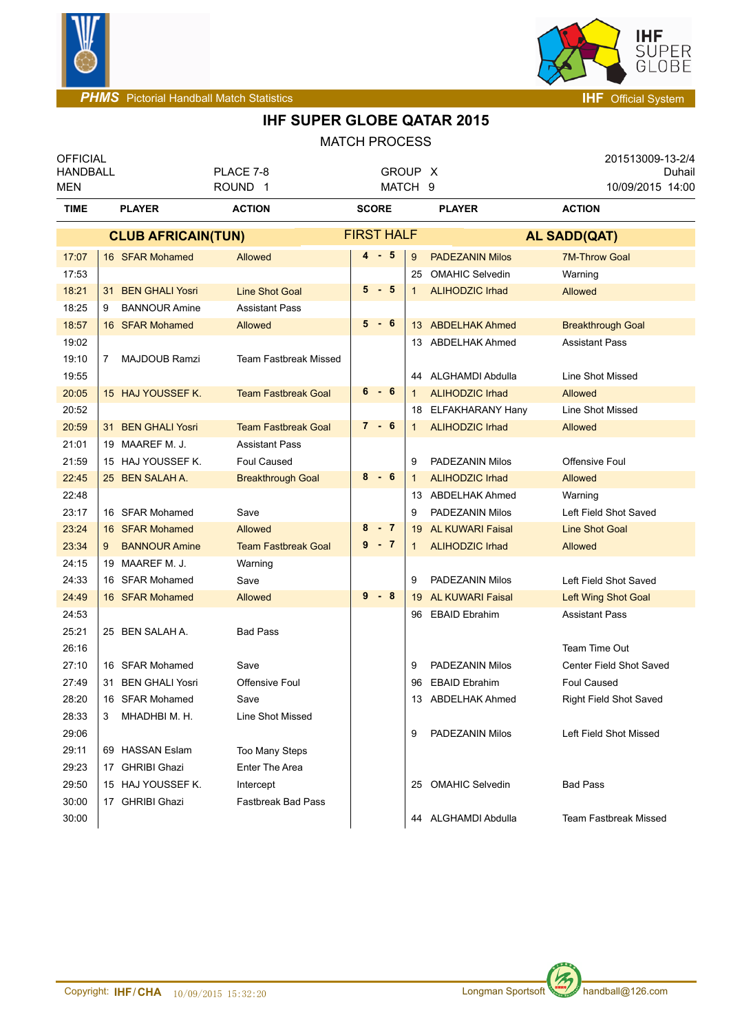# IHF SUPER GLOBE QATAR 2015

MATCH PROCESS

| OFFICIAL HANDBALL MEN | PLACE 7-8 ROUND 1 | GROUP X MATCH 9 | 201513009-13-2/4 Duhail 10/09/2015 14:00 |
|---|---|---|---|

| TIME | PLAYER | ACTION | SCORE | PLAYER | ACTION |
|---|---|---|---|---|---|
| | **CLUB AFRICAIN(TUN)** | | FIRST HALF | **AL SADD(QAT)** | |
| 17:07 | 16 SFAR Mohamed | Allowed | 4 - 5 | 9 PADEZANIN Milos | 7M-Throw Goal |
| 17:53 | | | | 25 OMAHIC Selvedin | Warning |
| 18:21 | 31 BEN GHALI Yosri | Line Shot Goal | 5 - 5 | 1 ALIHODZIC Irhad | Allowed |
| 18:25 | 9 BANNOUR Amine | Assistant Pass | | | |
| 18:57 | 16 SFAR Mohamed | Allowed | 5 - 6 | 13 ABDELHAK Ahmed | Breakthrough Goal |
| 19:02 | | | | 13 ABDELHAK Ahmed | Assistant Pass |
| 19:10 | 7 MAJDOUB Ramzi | Team Fastbreak Missed | | | |
| 19:55 | | | | 44 ALGHAMDI Abdulla | Line Shot Missed |
| 20:05 | 15 HAJ YOUSSEF K. | Team Fastbreak Goal | 6 - 6 | 1 ALIHODZIC Irhad | Allowed |
| 20:52 | | | | 18 ELFAKHARANY Hany | Line Shot Missed |
| 20:59 | 31 BEN GHALI Yosri | Team Fastbreak Goal | 7 - 6 | 1 ALIHODZIC Irhad | Allowed |
| 21:01 | 19 MAAREF M. J. | Assistant Pass | | | |
| 21:59 | 15 HAJ YOUSSEF K. | Foul Caused | | 9 PADEZANIN Milos | Offensive Foul |
| 22:45 | 25 BEN SALAH A. | Breakthrough Goal | 8 - 6 | 1 ALIHODZIC Irhad | Allowed |
| 22:48 | | | | 13 ABDELHAK Ahmed | Warning |
| 23:17 | 16 SFAR Mohamed | Save | | 9 PADEZANIN Milos | Left Field Shot Saved |
| 23:24 | 16 SFAR Mohamed | Allowed | 8 - 7 | 19 AL KUWARI Faisal | Line Shot Goal |
| 23:34 | 9 BANNOUR Amine | Team Fastbreak Goal | 9 - 7 | 1 ALIHODZIC Irhad | Allowed |
| 24:15 | 19 MAAREF M. J. | Warning | | | |
| 24:33 | 16 SFAR Mohamed | Save | | 9 PADEZANIN Milos | Left Field Shot Saved |
| 24:49 | 16 SFAR Mohamed | Allowed | 9 - 8 | 19 AL KUWARI Faisal | Left Wing Shot Goal |
| 24:53 | | | | 96 EBAID Ebrahim | Assistant Pass |
| 25:21 | 25 BEN SALAH A. | Bad Pass | | | |
| 26:16 | | | | | Team Time Out |
| 27:10 | 16 SFAR Mohamed | Save | | 9 PADEZANIN Milos | Center Field Shot Saved |
| 27:49 | 31 BEN GHALI Yosri | Offensive Foul | | 96 EBAID Ebrahim | Foul Caused |
| 28:20 | 16 SFAR Mohamed | Save | | 13 ABDELHAK Ahmed | Right Field Shot Saved |
| 28:33 | 3 MHADHBI M. H. | Line Shot Missed | | | |
| 29:06 | | | | 9 PADEZANIN Milos | Left Field Shot Missed |
| 29:11 | 69 HASSAN Eslam | Too Many Steps | | | |
| 29:23 | 17 GHRIBI Ghazi | Enter The Area | | | |
| 29:50 | 15 HAJ YOUSSEF K. | Intercept | | 25 OMAHIC Selvedin | Bad Pass |
| 30:00 | 17 GHRIBI Ghazi | Fastbreak Bad Pass | | | |
| 30:00 | | | | 44 ALGHAMDI Abdulla | Team Fastbreak Missed |

Copyright: IHF/CHA 10/09/2015 15:32:20 Longman Sportsoft handball@126.com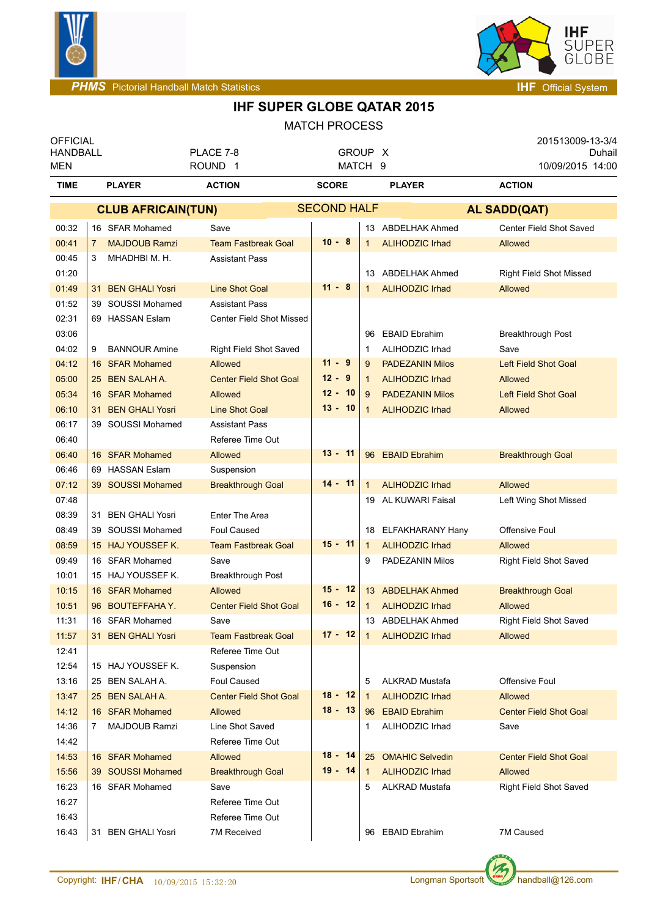# IHF SUPER GLOBE QATAR 2015

## MATCH PROCESS

| | | | |
|---|---|---|---|
| OFFICIAL | | | 201513009-13-3/4 |
| HANDBALL | PLACE 7-8 | GROUP X | Duhail |
| MEN | ROUND 1 | MATCH 9 | 10/09/2015 14:00 |

| TIME | PLAYER | ACTION | SCORE | PLAYER | ACTION |
|---|---|---|---|---|---|
| | **CLUB AFRICAIN(TUN)** | | SECOND HALF | **AL SADD(QAT)** | |
| 00:32 | 16 SFAR Mohamed | Save | | 13 ABDELHAK Ahmed | Center Field Shot Saved |
| 00:41 | 7 MAJDOUB Ramzi | Team Fastbreak Goal | 10 - 8 | 1 ALIHODZIC Irhad | Allowed |
| 00:45 | 3 MHADHBI M. H. | Assistant Pass | | | |
| 01:20 | | | | 13 ABDELHAK Ahmed | Right Field Shot Missed |
| 01:49 | 31 BEN GHALI Yosri | Line Shot Goal | 11 - 8 | 1 ALIHODZIC Irhad | Allowed |
| 01:52 | 39 SOUSSI Mohamed | Assistant Pass | | | |
| 02:31 | 69 HASSAN Eslam | Center Field Shot Missed | | | |
| 03:06 | | | | 96 EBAID Ebrahim | Breakthrough Post |
| 04:02 | 9 BANNOUR Amine | Right Field Shot Saved | | 1 ALIHODZIC Irhad | Save |
| 04:12 | 16 SFAR Mohamed | Allowed | 11 - 9 | 9 PADEZANIN Milos | Left Field Shot Goal |
| 05:00 | 25 BEN SALAH A. | Center Field Shot Goal | 12 - 9 | 1 ALIHODZIC Irhad | Allowed |
| 05:34 | 16 SFAR Mohamed | Allowed | 12 - 10 | 9 PADEZANIN Milos | Left Field Shot Goal |
| 06:10 | 31 BEN GHALI Yosri | Line Shot Goal | 13 - 10 | 1 ALIHODZIC Irhad | Allowed |
| 06:17 | 39 SOUSSI Mohamed | Assistant Pass | | | |
| 06:40 | | Referee Time Out | | | |
| 06:40 | 16 SFAR Mohamed | Allowed | 13 - 11 | 96 EBAID Ebrahim | Breakthrough Goal |
| 06:46 | 69 HASSAN Eslam | Suspension | | | |
| 07:12 | 39 SOUSSI Mohamed | Breakthrough Goal | 14 - 11 | 1 ALIHODZIC Irhad | Allowed |
| 07:48 | | | | 19 AL KUWARI Faisal | Left Wing Shot Missed |
| 08:39 | 31 BEN GHALI Yosri | Enter The Area | | | |
| 08:49 | 39 SOUSSI Mohamed | Foul Caused | | 18 ELFAKHARANY Hany | Offensive Foul |
| 08:59 | 15 HAJ YOUSSEF K. | Team Fastbreak Goal | 15 - 11 | 1 ALIHODZIC Irhad | Allowed |
| 09:49 | 16 SFAR Mohamed | Save | | 9 PADEZANIN Milos | Right Field Shot Saved |
| 10:01 | 15 HAJ YOUSSEF K. | Breakthrough Post | | | |
| 10:15 | 16 SFAR Mohamed | Allowed | 15 - 12 | 13 ABDELHAK Ahmed | Breakthrough Goal |
| 10:51 | 96 BOUTEFFAHA Y. | Center Field Shot Goal | 16 - 12 | 1 ALIHODZIC Irhad | Allowed |
| 11:31 | 16 SFAR Mohamed | Save | | 13 ABDELHAK Ahmed | Right Field Shot Saved |
| 11:57 | 31 BEN GHALI Yosri | Team Fastbreak Goal | 17 - 12 | 1 ALIHODZIC Irhad | Allowed |
| 12:41 | | Referee Time Out | | | |
| 12:54 | 15 HAJ YOUSSEF K. | Suspension | | | |
| 13:16 | 25 BEN SALAH A. | Foul Caused | | 5 ALKRAD Mustafa | Offensive Foul |
| 13:47 | 25 BEN SALAH A. | Center Field Shot Goal | 18 - 12 | 1 ALIHODZIC Irhad | Allowed |
| 14:12 | 16 SFAR Mohamed | Allowed | 18 - 13 | 96 EBAID Ebrahim | Center Field Shot Goal |
| 14:36 | 7 MAJDOUB Ramzi | Line Shot Saved | | 1 ALIHODZIC Irhad | Save |
| 14:42 | | Referee Time Out | | | |
| 14:53 | 16 SFAR Mohamed | Allowed | 18 - 14 | 25 OMAHIC Selvedin | Center Field Shot Goal |
| 15:56 | 39 SOUSSI Mohamed | Breakthrough Goal | 19 - 14 | 1 ALIHODZIC Irhad | Allowed |
| 16:23 | 16 SFAR Mohamed | Save | | 5 ALKRAD Mustafa | Right Field Shot Saved |
| 16:27 | | Referee Time Out | | | |
| 16:43 | | Referee Time Out | | | |
| 16:43 | 31 BEN GHALI Yosri | 7M Received | | 96 EBAID Ebrahim | 7M Caused |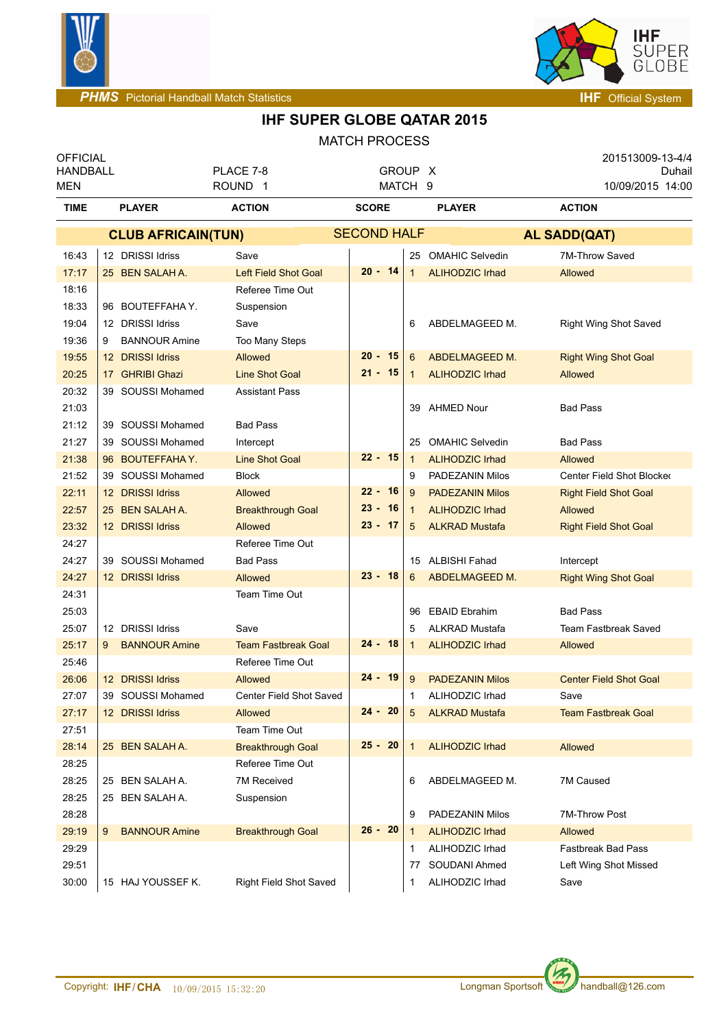PHMS Pictorial Handball Match Statistics — IHF Official System

# IHF SUPER GLOBE QATAR 2015

## MATCH PROCESS

| | | | |
|---|---|---|---|
| OFFICIAL | | | 201513009-13-4/4 |
| HANDBALL | PLACE 7-8 | GROUP X | Duhail |
| MEN | ROUND 1 | MATCH 9 | 10/09/2015 14:00 |

| TIME | PLAYER | ACTION | SCORE | PLAYER | ACTION |
|---|---|---|---|---|---|
| | **CLUB AFRICAIN(TUN)** | | SECOND HALF | | **AL SADD(QAT)** |
| 16:43 | 12 DRISSI Idriss | Save | | 25 OMAHIC Selvedin | 7M-Throw Saved |
| 17:17 | 25 BEN SALAH A. | Left Field Shot Goal | 20 - 14 | 1 ALIHODZIC Irhad | Allowed |
| 18:16 | | Referee Time Out | | | |
| 18:33 | 96 BOUTEFFAHA Y. | Suspension | | | |
| 19:04 | 12 DRISSI Idriss | Save | | 6 ABDELMAGEED M. | Right Wing Shot Saved |
| 19:36 | 9 BANNOUR Amine | Too Many Steps | | | |
| 19:55 | 12 DRISSI Idriss | Allowed | 20 - 15 | 6 ABDELMAGEED M. | Right Wing Shot Goal |
| 20:25 | 17 GHRIBI Ghazi | Line Shot Goal | 21 - 15 | 1 ALIHODZIC Irhad | Allowed |
| 20:32 | 39 SOUSSI Mohamed | Assistant Pass | | | |
| 21:03 | | | | 39 AHMED Nour | Bad Pass |
| 21:12 | 39 SOUSSI Mohamed | Bad Pass | | | |
| 21:27 | 39 SOUSSI Mohamed | Intercept | | 25 OMAHIC Selvedin | Bad Pass |
| 21:38 | 96 BOUTEFFAHA Y. | Line Shot Goal | 22 - 15 | 1 ALIHODZIC Irhad | Allowed |
| 21:52 | 39 SOUSSI Mohamed | Block | | 9 PADEZANIN Milos | Center Field Shot Blocked |
| 22:11 | 12 DRISSI Idriss | Allowed | 22 - 16 | 9 PADEZANIN Milos | Right Field Shot Goal |
| 22:57 | 25 BEN SALAH A. | Breakthrough Goal | 23 - 16 | 1 ALIHODZIC Irhad | Allowed |
| 23:32 | 12 DRISSI Idriss | Allowed | 23 - 17 | 5 ALKRAD Mustafa | Right Field Shot Goal |
| 24:27 | | Referee Time Out | | | |
| 24:27 | 39 SOUSSI Mohamed | Bad Pass | | 15 ALBISHI Fahad | Intercept |
| 24:27 | 12 DRISSI Idriss | Allowed | 23 - 18 | 6 ABDELMAGEED M. | Right Wing Shot Goal |
| 24:31 | | Team Time Out | | | |
| 25:03 | | | | 96 EBAID Ebrahim | Bad Pass |
| 25:07 | 12 DRISSI Idriss | Save | | 5 ALKRAD Mustafa | Team Fastbreak Saved |
| 25:17 | 9 BANNOUR Amine | Team Fastbreak Goal | 24 - 18 | 1 ALIHODZIC Irhad | Allowed |
| 25:46 | | Referee Time Out | | | |
| 26:06 | 12 DRISSI Idriss | Allowed | 24 - 19 | 9 PADEZANIN Milos | Center Field Shot Goal |
| 27:07 | 39 SOUSSI Mohamed | Center Field Shot Saved | | 1 ALIHODZIC Irhad | Save |
| 27:17 | 12 DRISSI Idriss | Allowed | 24 - 20 | 5 ALKRAD Mustafa | Team Fastbreak Goal |
| 27:51 | | Team Time Out | | | |
| 28:14 | 25 BEN SALAH A. | Breakthrough Goal | 25 - 20 | 1 ALIHODZIC Irhad | Allowed |
| 28:25 | | Referee Time Out | | | |
| 28:25 | 25 BEN SALAH A. | 7M Received | | 6 ABDELMAGEED M. | 7M Caused |
| 28:25 | 25 BEN SALAH A. | Suspension | | | |
| 28:28 | | | | 9 PADEZANIN Milos | 7M-Throw Post |
| 29:19 | 9 BANNOUR Amine | Breakthrough Goal | 26 - 20 | 1 ALIHODZIC Irhad | Allowed |
| 29:29 | | | | 1 ALIHODZIC Irhad | Fastbreak Bad Pass |
| 29:51 | | | | 77 SOUDANI Ahmed | Left Wing Shot Missed |
| 30:00 | 15 HAJ YOUSSEF K. | Right Field Shot Saved | | 1 ALIHODZIC Irhad | Save |

Copyright: IHF/CHA 10/09/2015 15:32:20 Longman Sportsoft handball@126.com